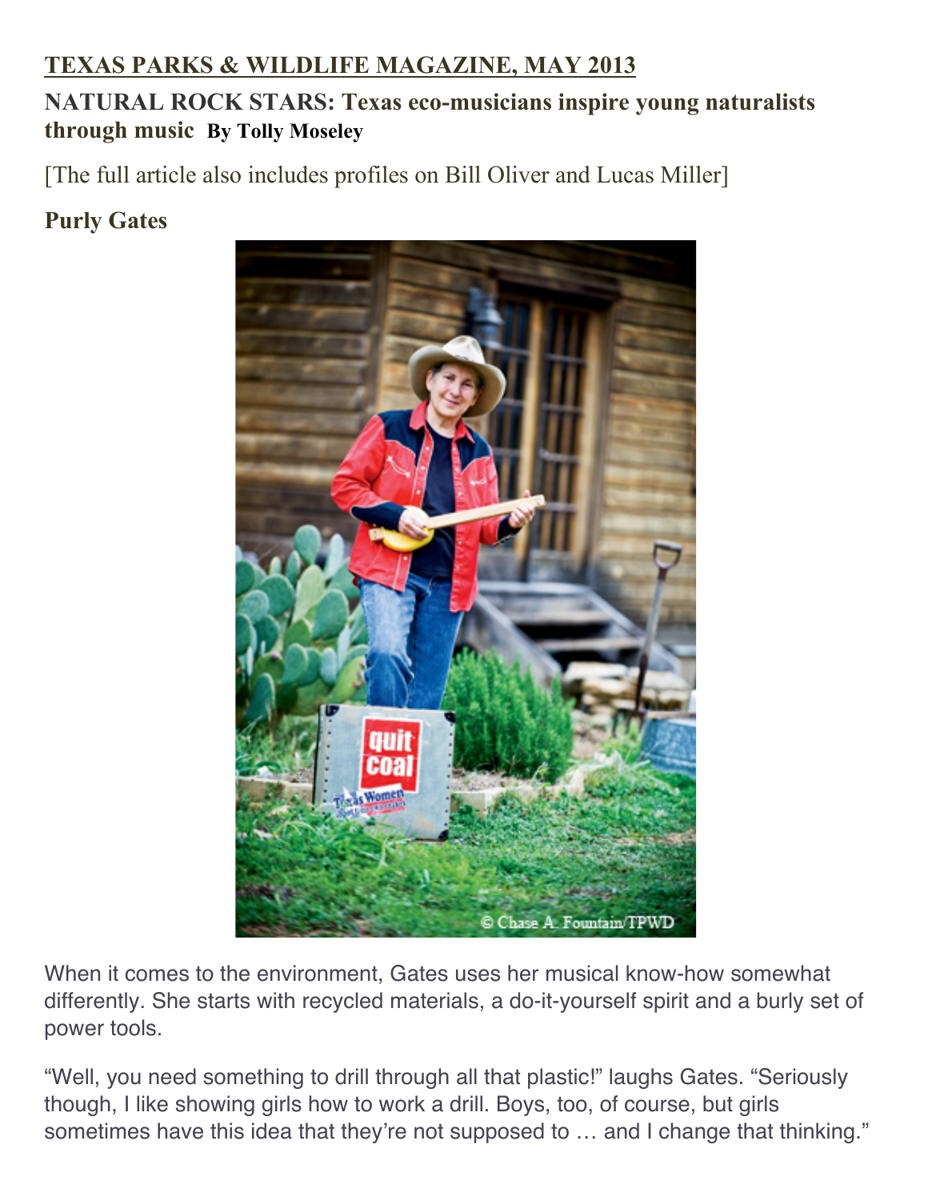## TEXAS PARKS & WILDLIFE MAGAZINE, MAY 2013

### NATURAL ROCK STARS: Texas eco-musicians inspire young naturalists through music By Tolly Moseley

[The full article also includes profiles on Bill Oliver and Lucas Miller]

### Purly Gates

© Chase A. Fountain/TPWD

When it comes to the environment, Gates uses her musical know-how somewhat differently. She starts with recycled materials, a do-it-yourself spirit and a burly set of power tools.

"Well, you need something to drill through all that plastic!" laughs Gates. "Seriously though, I like showing girls how to work a drill. Boys, too, of course, but girls sometimes have this idea that they're not supposed to … and I change that thinking."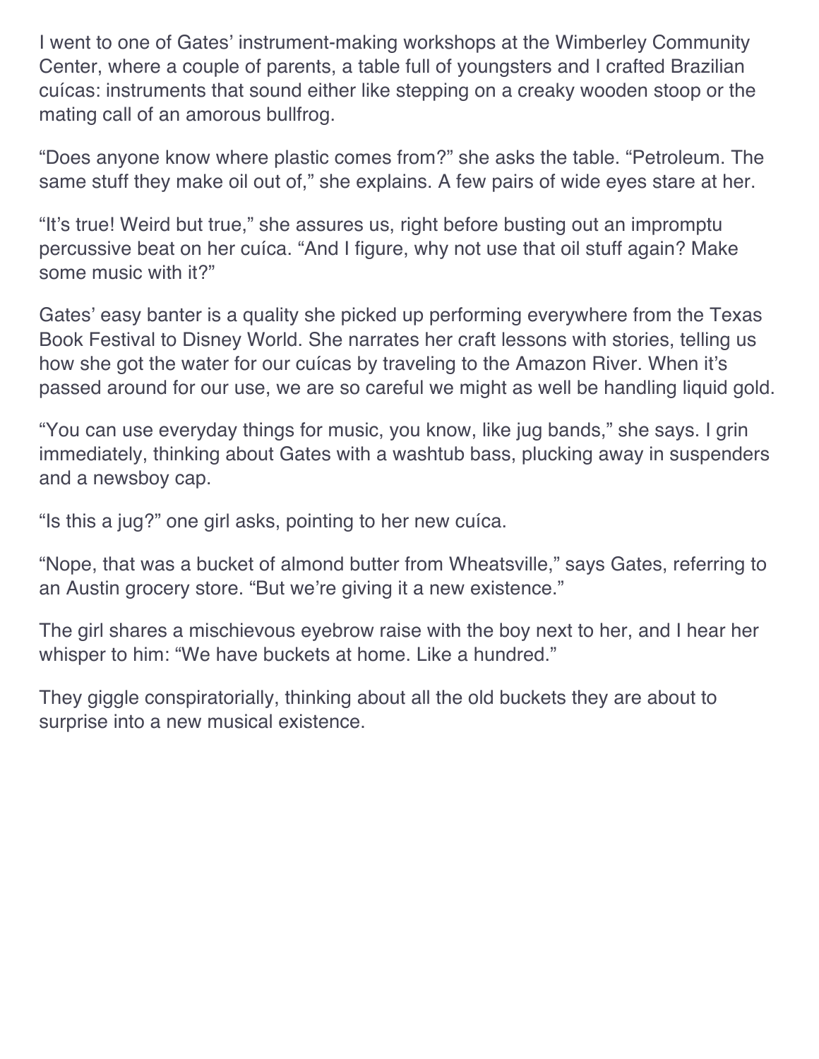I went to one of Gates' instrument-making workshops at the Wimberley Community Center, where a couple of parents, a table full of youngsters and I crafted Brazilian cuícas: instruments that sound either like stepping on a creaky wooden stoop or the mating call of an amorous bullfrog.

"Does anyone know where plastic comes from?" she asks the table. "Petroleum. The same stuff they make oil out of," she explains. A few pairs of wide eyes stare at her.

"It's true! Weird but true," she assures us, right before busting out an impromptu percussive beat on her cuíca. "And I figure, why not use that oil stuff again? Make some music with it?"

Gates' easy banter is a quality she picked up performing everywhere from the Texas Book Festival to Disney World. She narrates her craft lessons with stories, telling us how she got the water for our cuícas by traveling to the Amazon River. When it's passed around for our use, we are so careful we might as well be handling liquid gold.

"You can use everyday things for music, you know, like jug bands," she says. I grin immediately, thinking about Gates with a washtub bass, plucking away in suspenders and a newsboy cap.

"Is this a jug?" one girl asks, pointing to her new cuíca.

"Nope, that was a bucket of almond butter from Wheatsville," says Gates, referring to an Austin grocery store. "But we're giving it a new existence."

The girl shares a mischievous eyebrow raise with the boy next to her, and I hear her whisper to him: "We have buckets at home. Like a hundred."

They giggle conspiratorially, thinking about all the old buckets they are about to surprise into a new musical existence.